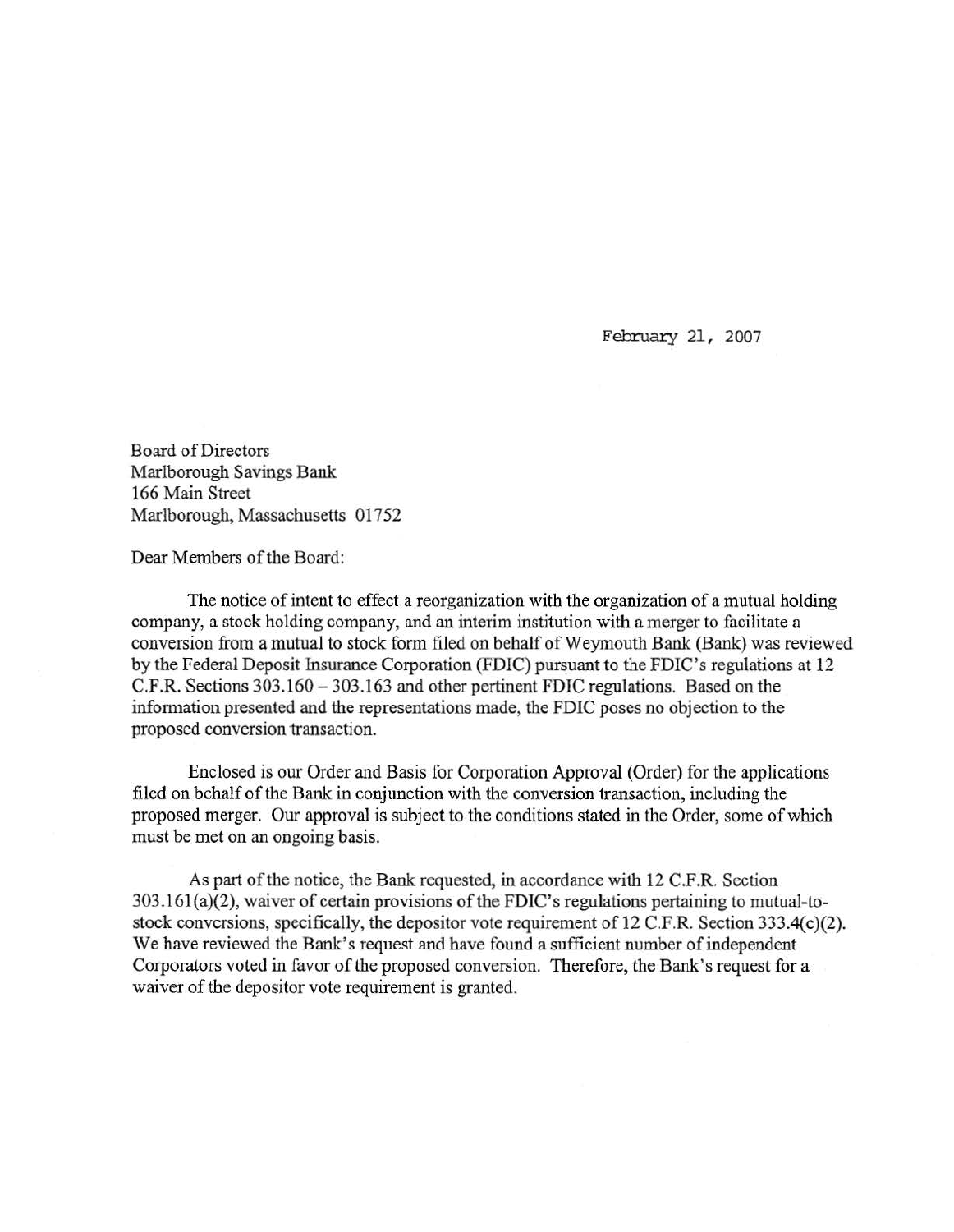February 21, 2007

Board of Directors
Marlborough Savings Bank
166 Main Street
Marlborough, Massachusetts 01752

Dear Members of the Board:

The notice of intent to effect a reorganization with the organization of a mutual holding company, a stock holding company, and an interim institution with a merger to facilitate a conversion from a mutual to stock form filed on behalf of Weymouth Bank (Bank) was reviewed by the Federal Deposit Insurance Corporation (FDIC) pursuant to the FDIC's regulations at 12 C.F.R. Sections 303.160 – 303.163 and other pertinent FDIC regulations. Based on the information presented and the representations made, the FDIC poses no objection to the proposed conversion transaction.

Enclosed is our Order and Basis for Corporation Approval (Order) for the applications filed on behalf of the Bank in conjunction with the conversion transaction, including the proposed merger. Our approval is subject to the conditions stated in the Order, some of which must be met on an ongoing basis.

As part of the notice, the Bank requested, in accordance with 12 C.F.R. Section 303.161(a)(2), waiver of certain provisions of the FDIC's regulations pertaining to mutual-to-stock conversions, specifically, the depositor vote requirement of 12 C.F.R. Section 333.4(c)(2). We have reviewed the Bank's request and have found a sufficient number of independent Corporators voted in favor of the proposed conversion. Therefore, the Bank's request for a waiver of the depositor vote requirement is granted.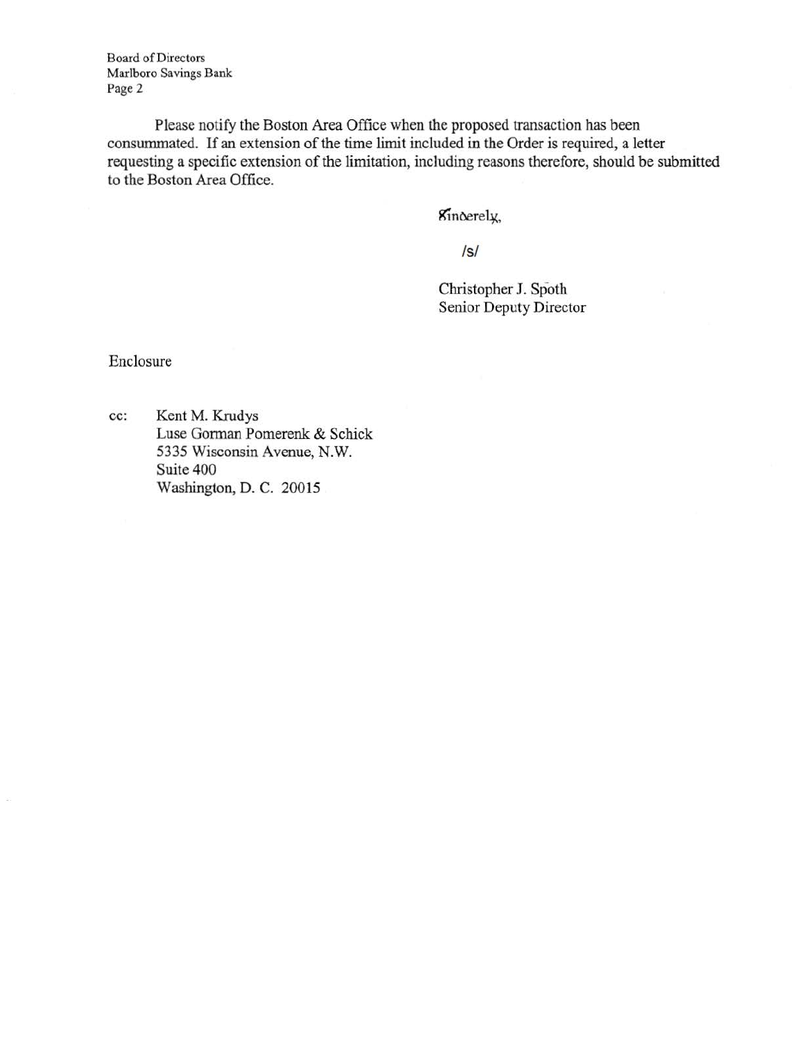Board of Directors
Marlboro Savings Bank

Please notify the Boston Area Office when the proposed transaction has been consummated. If an extension of the time limit included in the Order is required, a letter requesting a specific extension of the limitation, including reasons therefore, should be submitted to the Boston Area Office.

Sincerely,

/s/

Christopher J. Spoth
Senior Deputy Director

Enclosure

cc: Kent M. Krudys
Luse Gorman Pomerenk & Schick
5335 Wisconsin Avenue, N.W.
Suite 400
Washington, D. C. 20015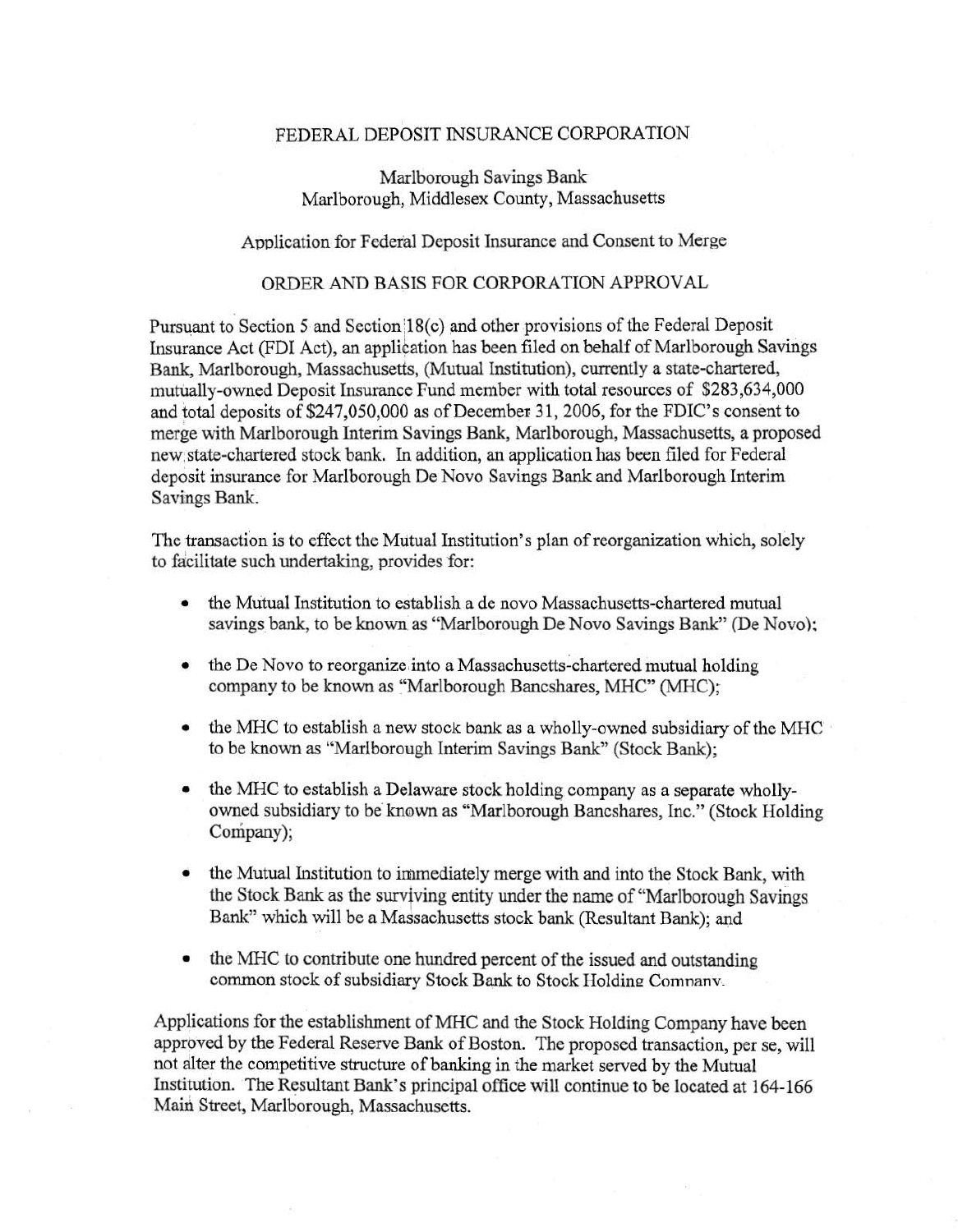FEDERAL DEPOSIT INSURANCE CORPORATION

Marlborough Savings Bank
Marlborough, Middlesex County, Massachusetts

Application for Federal Deposit Insurance and Consent to Merge

ORDER AND BASIS FOR CORPORATION APPROVAL

Pursuant to Section 5 and Section 18(c) and other provisions of the Federal Deposit Insurance Act (FDI Act), an application has been filed on behalf of Marlborough Savings Bank, Marlborough, Massachusetts, (Mutual Institution), currently a state-chartered, mutually-owned Deposit Insurance Fund member with total resources of $283,634,000 and total deposits of $247,050,000 as of December 31, 2006, for the FDIC's consent to merge with Marlborough Interim Savings Bank, Marlborough, Massachusetts, a proposed new state-chartered stock bank. In addition, an application has been filed for Federal deposit insurance for Marlborough De Novo Savings Bank and Marlborough Interim Savings Bank.

The transaction is to effect the Mutual Institution's plan of reorganization which, solely to facilitate such undertaking, provides for:

- the Mutual Institution to establish a de novo Massachusetts-chartered mutual savings bank, to be known as "Marlborough De Novo Savings Bank" (De Novo);
- the De Novo to reorganize into a Massachusetts-chartered mutual holding company to be known as "Marlborough Bancshares, MHC" (MHC);
- the MHC to establish a new stock bank as a wholly-owned subsidiary of the MHC to be known as "Marlborough Interim Savings Bank" (Stock Bank);
- the MHC to establish a Delaware stock holding company as a separate wholly-owned subsidiary to be known as "Marlborough Bancshares, Inc." (Stock Holding Company);
- the Mutual Institution to immediately merge with and into the Stock Bank, with the Stock Bank as the surviving entity under the name of "Marlborough Savings Bank" which will be a Massachusetts stock bank (Resultant Bank); and
- the MHC to contribute one hundred percent of the issued and outstanding common stock of subsidiary Stock Bank to Stock Holding Company.

Applications for the establishment of MHC and the Stock Holding Company have been approved by the Federal Reserve Bank of Boston. The proposed transaction, per se, will not alter the competitive structure of banking in the market served by the Mutual Institution. The Resultant Bank's principal office will continue to be located at 164-166 Main Street, Marlborough, Massachusetts.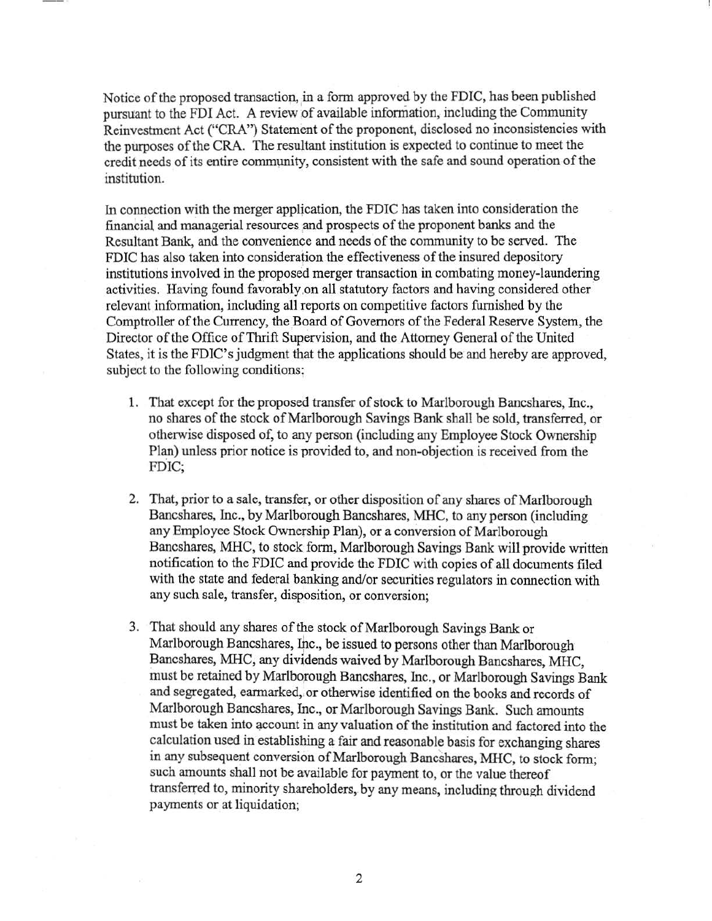Notice of the proposed transaction, in a form approved by the FDIC, has been published pursuant to the FDI Act. A review of available information, including the Community Reinvestment Act ("CRA") Statement of the proponent, disclosed no inconsistencies with the purposes of the CRA. The resultant institution is expected to continue to meet the credit needs of its entire community, consistent with the safe and sound operation of the institution.

In connection with the merger application, the FDIC has taken into consideration the financial and managerial resources and prospects of the proponent banks and the Resultant Bank, and the convenience and needs of the community to be served. The FDIC has also taken into consideration the effectiveness of the insured depository institutions involved in the proposed merger transaction in combating money-laundering activities. Having found favorably on all statutory factors and having considered other relevant information, including all reports on competitive factors furnished by the Comptroller of the Currency, the Board of Governors of the Federal Reserve System, the Director of the Office of Thrift Supervision, and the Attorney General of the United States, it is the FDIC's judgment that the applications should be and hereby are approved, subject to the following conditions;

1. That except for the proposed transfer of stock to Marlborough Bancshares, Inc., no shares of the stock of Marlborough Savings Bank shall be sold, transferred, or otherwise disposed of, to any person (including any Employee Stock Ownership Plan) unless prior notice is provided to, and non-objection is received from the FDIC;

2. That, prior to a sale, transfer, or other disposition of any shares of Marlborough Bancshares, Inc., by Marlborough Bancshares, MHC, to any person (including any Employee Stock Ownership Plan), or a conversion of Marlborough Bancshares, MHC, to stock form, Marlborough Savings Bank will provide written notification to the FDIC and provide the FDIC with copies of all documents filed with the state and federal banking and/or securities regulators in connection with any such sale, transfer, disposition, or conversion;

3. That should any shares of the stock of Marlborough Savings Bank or Marlborough Bancshares, Inc., be issued to persons other than Marlborough Bancshares, MHC, any dividends waived by Marlborough Bancshares, MHC, must be retained by Marlborough Bancshares, Inc., or Marlborough Savings Bank and segregated, earmarked, or otherwise identified on the books and records of Marlborough Bancshares, Inc., or Marlborough Savings Bank. Such amounts must be taken into account in any valuation of the institution and factored into the calculation used in establishing a fair and reasonable basis for exchanging shares in any subsequent conversion of Marlborough Bancshares, MHC, to stock form; such amounts shall not be available for payment to, or the value thereof transferred to, minority shareholders, by any means, including through dividend payments or at liquidation;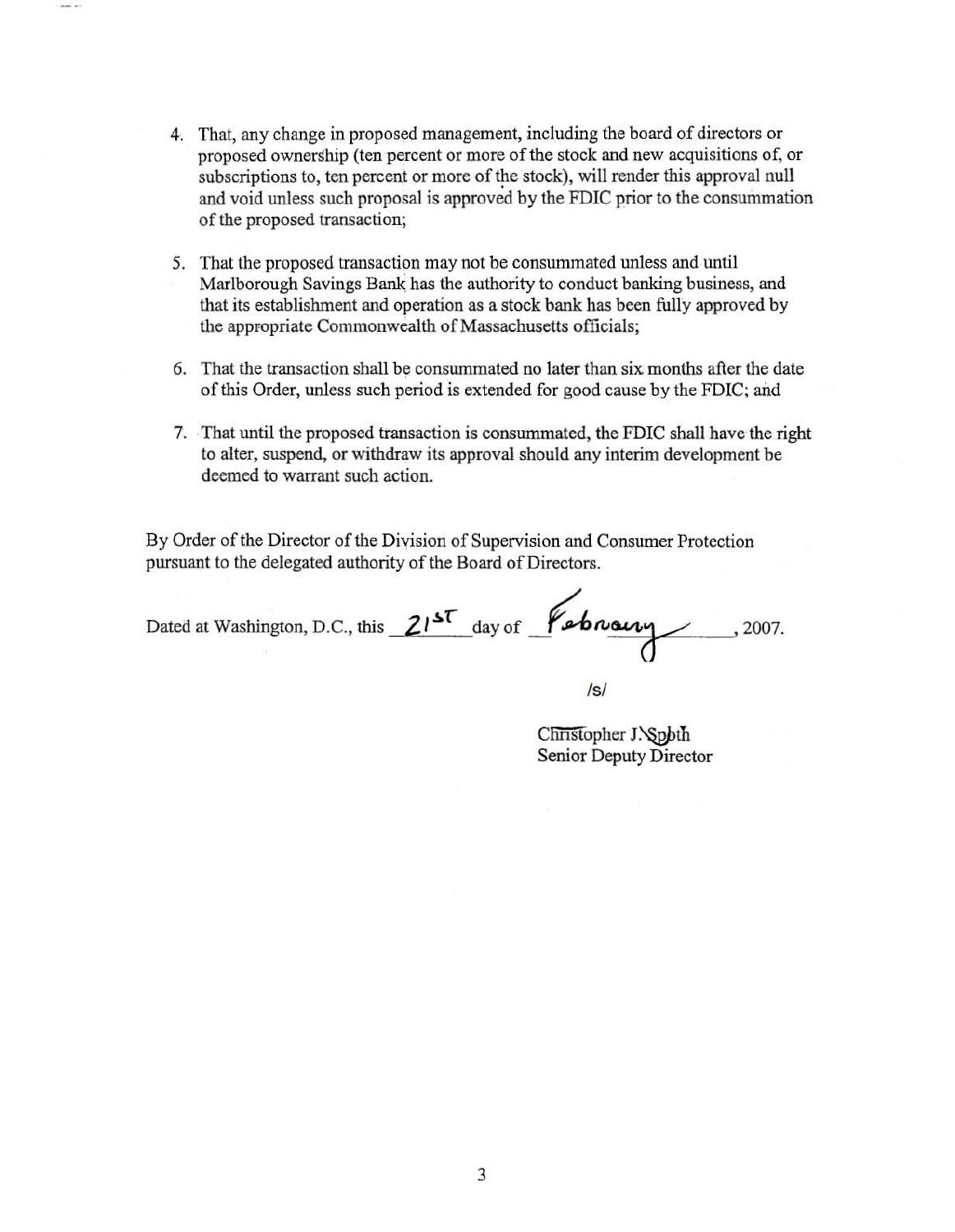4. That, any change in proposed management, including the board of directors or proposed ownership (ten percent or more of the stock and new acquisitions of, or subscriptions to, ten percent or more of the stock), will render this approval null and void unless such proposal is approved by the FDIC prior to the consummation of the proposed transaction;

5. That the proposed transaction may not be consummated unless and until Marlborough Savings Bank has the authority to conduct banking business, and that its establishment and operation as a stock bank has been fully approved by the appropriate Commonwealth of Massachusetts officials;

6. That the transaction shall be consummated no later than six months after the date of this Order, unless such period is extended for good cause by the FDIC; and

7. That until the proposed transaction is consummated, the FDIC shall have the right to alter, suspend, or withdraw its approval should any interim development be deemed to warrant such action.

By Order of the Director of the Division of Supervision and Consumer Protection pursuant to the delegated authority of the Board of Directors.

Dated at Washington, D.C., this 21st day of February, 2007.

/s/

Christopher J. Spoth
Senior Deputy Director